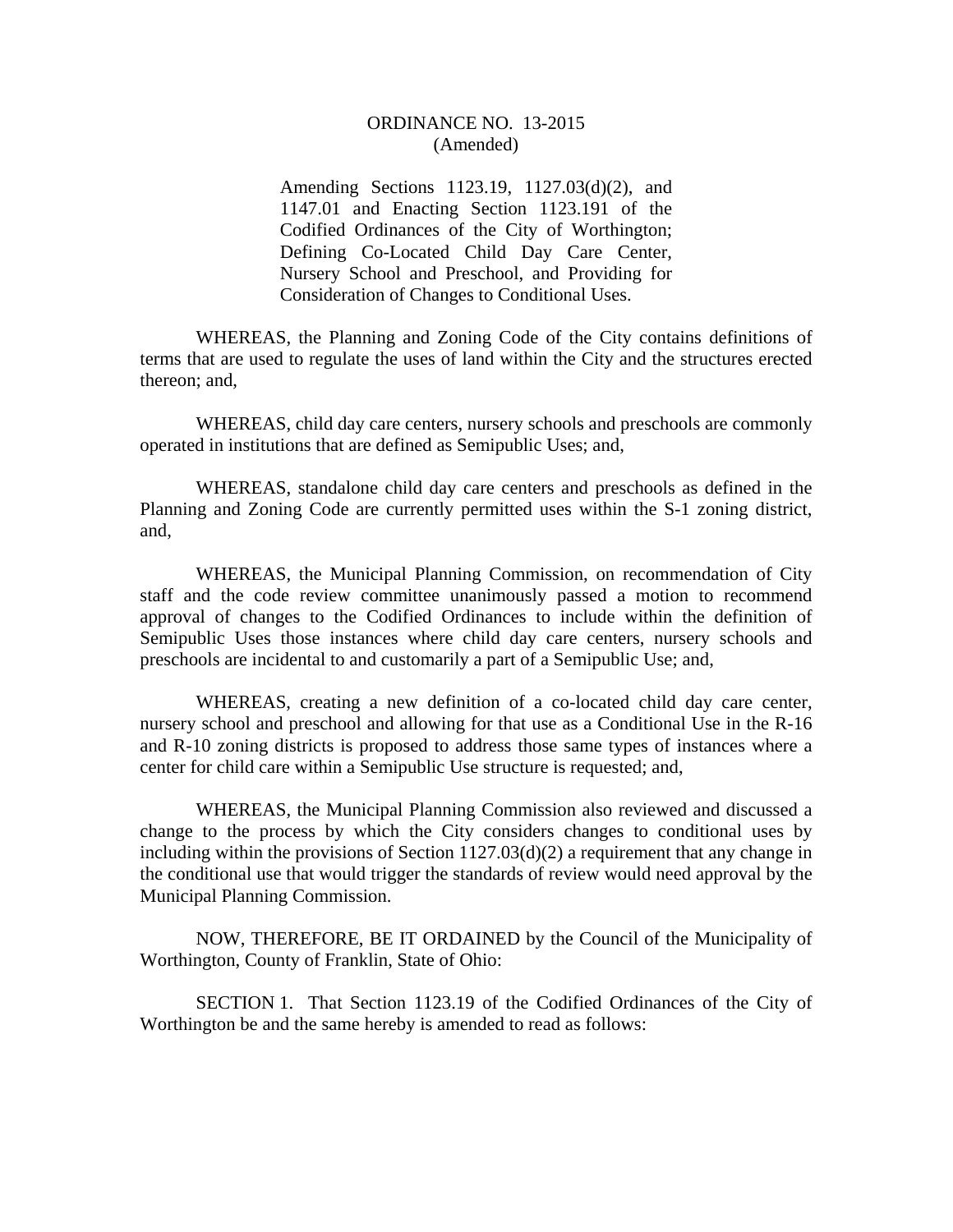# ORDINANCE NO. 13-2015
(Amended)

Amending Sections 1123.19, 1127.03(d)(2), and 1147.01 and Enacting Section 1123.191 of the Codified Ordinances of the City of Worthington; Defining Co-Located Child Day Care Center, Nursery School and Preschool, and Providing for Consideration of Changes to Conditional Uses.

WHEREAS, the Planning and Zoning Code of the City contains definitions of terms that are used to regulate the uses of land within the City and the structures erected thereon; and,

WHEREAS, child day care centers, nursery schools and preschools are commonly operated in institutions that are defined as Semipublic Uses; and,

WHEREAS, standalone child day care centers and preschools as defined in the Planning and Zoning Code are currently permitted uses within the S-1 zoning district, and,

WHEREAS, the Municipal Planning Commission, on recommendation of City staff and the code review committee unanimously passed a motion to recommend approval of changes to the Codified Ordinances to include within the definition of Semipublic Uses those instances where child day care centers, nursery schools and preschools are incidental to and customarily a part of a Semipublic Use; and,

WHEREAS, creating a new definition of a co-located child day care center, nursery school and preschool and allowing for that use as a Conditional Use in the R-16 and R-10 zoning districts is proposed to address those same types of instances where a center for child care within a Semipublic Use structure is requested; and,

WHEREAS, the Municipal Planning Commission also reviewed and discussed a change to the process by which the City considers changes to conditional uses by including within the provisions of Section 1127.03(d)(2) a requirement that any change in the conditional use that would trigger the standards of review would need approval by the Municipal Planning Commission.

NOW, THEREFORE, BE IT ORDAINED by the Council of the Municipality of Worthington, County of Franklin, State of Ohio:

SECTION 1. That Section 1123.19 of the Codified Ordinances of the City of Worthington be and the same hereby is amended to read as follows: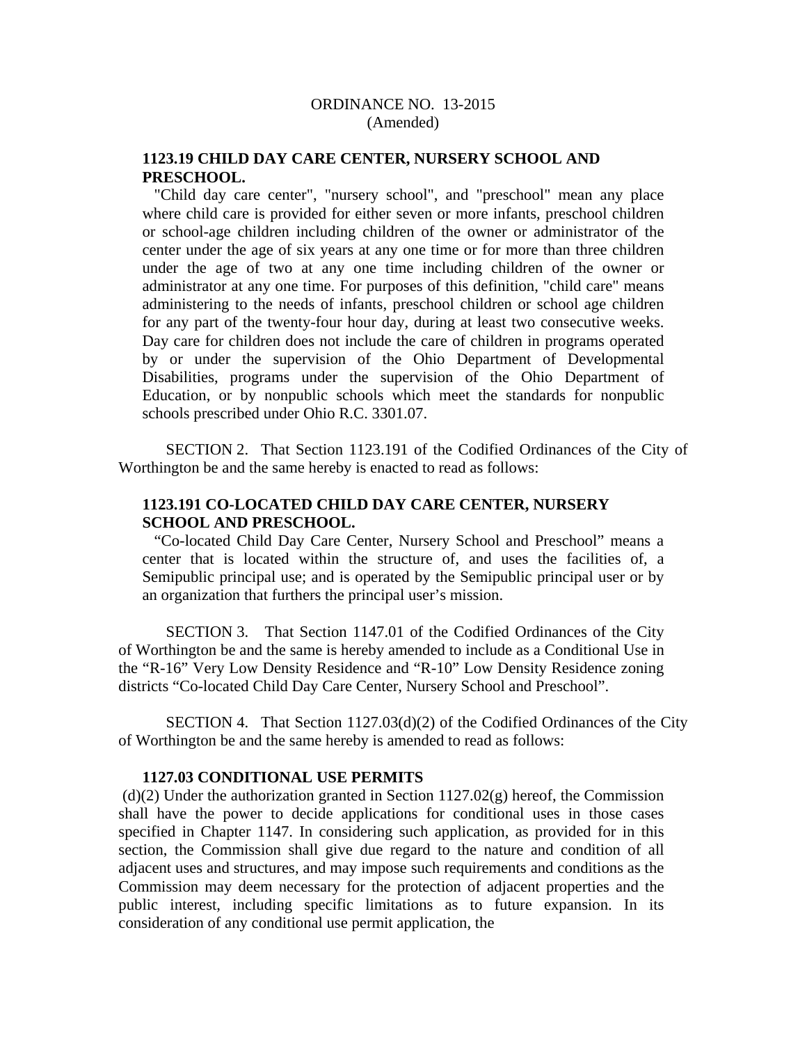ORDINANCE NO. 13-2015
(Amended)

**1123.19 CHILD DAY CARE CENTER, NURSERY SCHOOL AND PRESCHOOL.**

"Child day care center", "nursery school", and "preschool" mean any place where child care is provided for either seven or more infants, preschool children or school-age children including children of the owner or administrator of the center under the age of six years at any one time or for more than three children under the age of two at any one time including children of the owner or administrator at any one time. For purposes of this definition, "child care" means administering to the needs of infants, preschool children or school age children for any part of the twenty-four hour day, during at least two consecutive weeks. Day care for children does not include the care of children in programs operated by or under the supervision of the Ohio Department of Developmental Disabilities, programs under the supervision of the Ohio Department of Education, or by nonpublic schools which meet the standards for nonpublic schools prescribed under Ohio R.C. 3301.07.

SECTION 2. That Section 1123.191 of the Codified Ordinances of the City of Worthington be and the same hereby is enacted to read as follows:

**1123.191 CO-LOCATED CHILD DAY CARE CENTER, NURSERY SCHOOL AND PRESCHOOL.**

"Co-located Child Day Care Center, Nursery School and Preschool" means a center that is located within the structure of, and uses the facilities of, a Semipublic principal use; and is operated by the Semipublic principal user or by an organization that furthers the principal user's mission.

SECTION 3. That Section 1147.01 of the Codified Ordinances of the City of Worthington be and the same is hereby amended to include as a Conditional Use in the "R-16" Very Low Density Residence and "R-10" Low Density Residence zoning districts "Co-located Child Day Care Center, Nursery School and Preschool".

SECTION 4. That Section 1127.03(d)(2) of the Codified Ordinances of the City of Worthington be and the same hereby is amended to read as follows:

**1127.03 CONDITIONAL USE PERMITS**

(d)(2) Under the authorization granted in Section 1127.02(g) hereof, the Commission shall have the power to decide applications for conditional uses in those cases specified in Chapter 1147. In considering such application, as provided for in this section, the Commission shall give due regard to the nature and condition of all adjacent uses and structures, and may impose such requirements and conditions as the Commission may deem necessary for the protection of adjacent properties and the public interest, including specific limitations as to future expansion. In its consideration of any conditional use permit application, the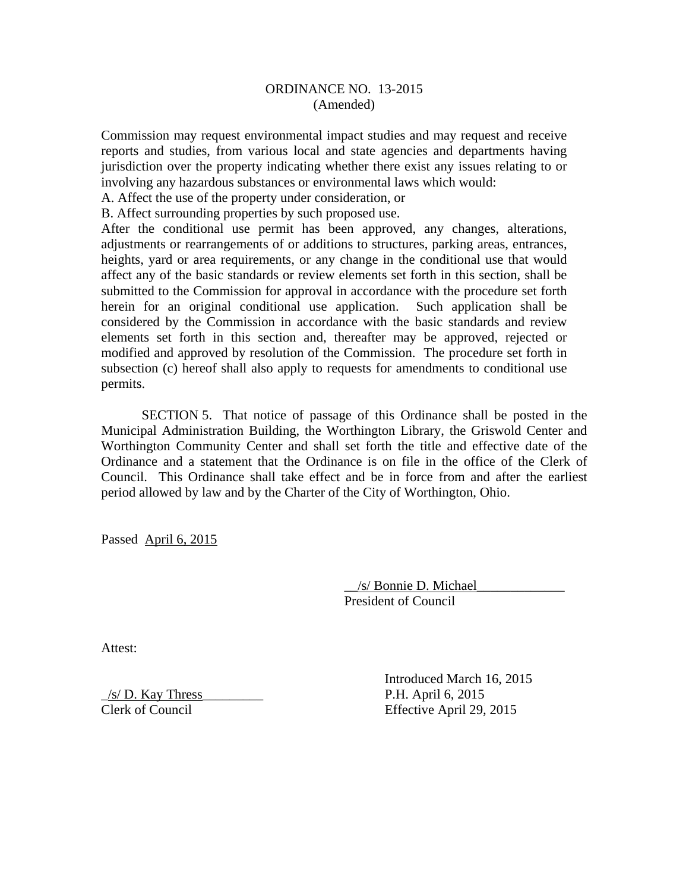ORDINANCE NO. 13-2015
(Amended)

Commission may request environmental impact studies and may request and receive reports and studies, from various local and state agencies and departments having jurisdiction over the property indicating whether there exist any issues relating to or involving any hazardous substances or environmental laws which would:

A. Affect the use of the property under consideration, or

B. Affect surrounding properties by such proposed use.

After the conditional use permit has been approved, any changes, alterations, adjustments or rearrangements of or additions to structures, parking areas, entrances, heights, yard or area requirements, or any change in the conditional use that would affect any of the basic standards or review elements set forth in this section, shall be submitted to the Commission for approval in accordance with the procedure set forth herein for an original conditional use application. Such application shall be considered by the Commission in accordance with the basic standards and review elements set forth in this section and, thereafter may be approved, rejected or modified and approved by resolution of the Commission. The procedure set forth in subsection (c) hereof shall also apply to requests for amendments to conditional use permits.

SECTION 5. That notice of passage of this Ordinance shall be posted in the Municipal Administration Building, the Worthington Library, the Griswold Center and Worthington Community Center and shall set forth the title and effective date of the Ordinance and a statement that the Ordinance is on file in the office of the Clerk of Council. This Ordinance shall take effect and be in force from and after the earliest period allowed by law and by the Charter of the City of Worthington, Ohio.

Passed April 6, 2015

/s/ Bonnie D. Michael
President of Council

Attest:

/s/ D. Kay Thress
Clerk of Council

Introduced March 16, 2015
P.H. April 6, 2015
Effective April 29, 2015